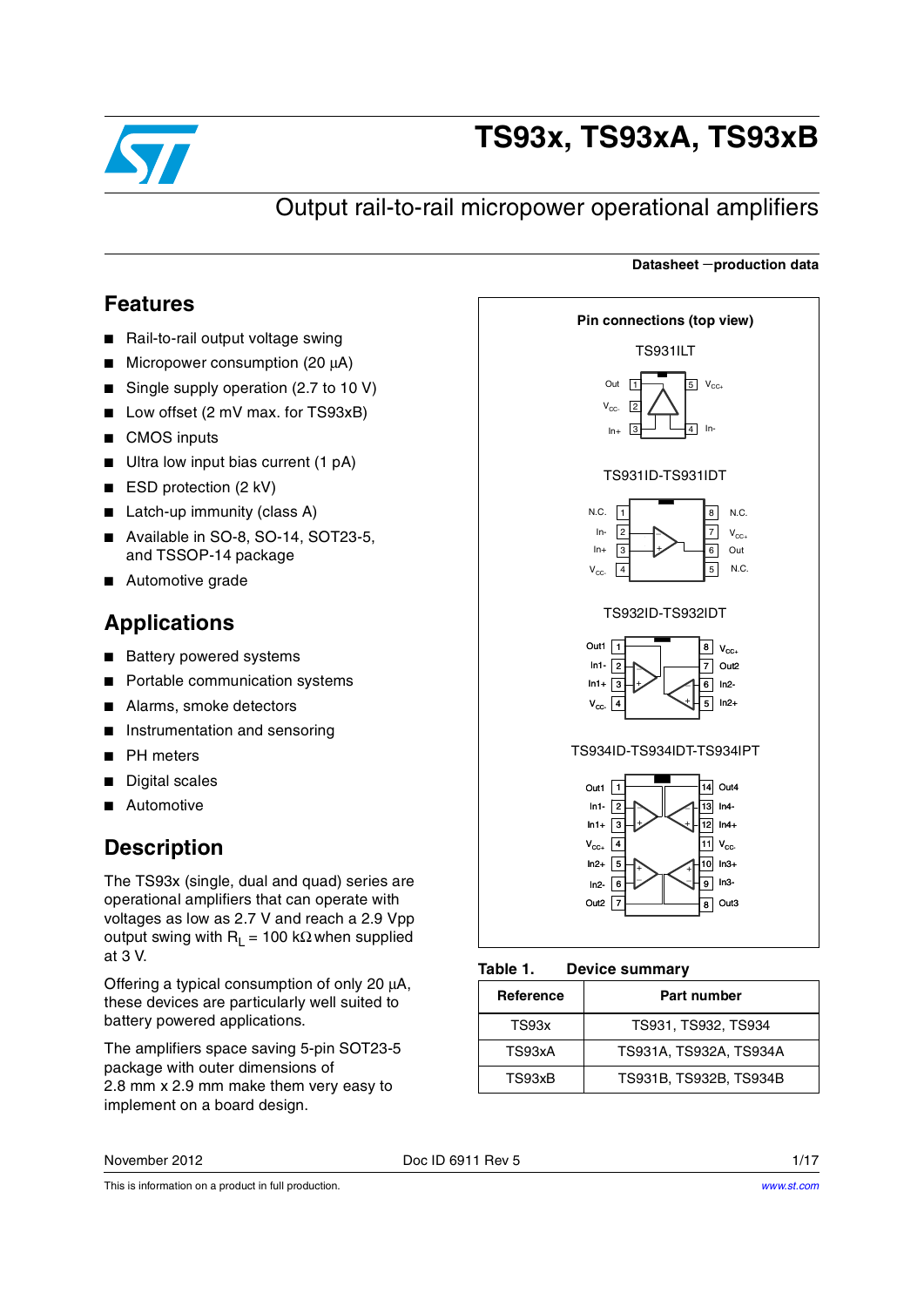# TS93x, TS93xA, TS93xB

## Output rail-to-rail micropower operational amplifiers

**Datasheet — production data**

## Features

- Rail-to-rail output voltage swing
- Micropower consumption (20 µA)
- Single supply operation (2.7 to 10 V)
- Low offset (2 mV max. for TS93xB)
- CMOS inputs
- Ultra low input bias current (1 pA)
- ESD protection (2 kV)
- Latch-up immunity (class A)
- Available in SO-8, SO-14, SOT23-5, and TSSOP-14 package
- Automotive grade

## Applications

- Battery powered systems
- Portable communication systems
- Alarms, smoke detectors
- Instrumentation and sensoring
- PH meters
- Digital scales
- Automotive

## Description

The TS93x (single, dual and quad) series are operational amplifiers that can operate with voltages as low as 2.7 V and reach a 2.9 Vpp output swing with $R_L$ = 100 kΩ when supplied at 3 V.

Offering a typical consumption of only 20 µA, these devices are particularly well suited to battery powered applications.

The amplifiers space saving 5-pin SOT23-5 package with outer dimensions of 2.8 mm x 2.9 mm make them very easy to implement on a board design.

**Pin connections (top view)**

TS931ILT

| Pin | Name | Pin | Name |
|---|---|---|---|
| 1 | Out | 5 | $V_{CC+}$ |
| 2 | $V_{CC-}$ | | |
| 3 | In+ | 4 | In- |

TS931ID-TS931IDT

| Pin | Name | Pin | Name |
|---|---|---|---|
| 1 | N.C. | 8 | N.C. |
| 2 | In- | 7 | $V_{CC+}$ |
| 3 | In+ | 6 | Out |
| 4 | $V_{CC-}$ | 5 | N.C. |

TS932ID-TS932IDT

| Pin | Name | Pin | Name |
|---|---|---|---|
| 1 | Out1 | 8 | $V_{CC+}$ |
| 2 | In1- | 7 | Out2 |
| 3 | In1+ | 6 | In2- |
| 4 | $V_{CC-}$ | 5 | In2+ |

TS934ID-TS934IDT-TS934IPT

| Pin | Name | Pin | Name |
|---|---|---|---|
| 1 | Out1 | 14 | Out4 |
| 2 | In1- | 13 | In4- |
| 3 | In1+ | 12 | In4+ |
| 4 | $V_{CC+}$ | 11 | $V_{CC-}$ |
| 5 | In2+ | 10 | In3+ |
| 6 | In2- | 9 | In3- |
| 7 | Out2 | 8 | Out3 |

**Table 1. Device summary**

| Reference | Part number |
|---|---|
| TS93x | TS931, TS932, TS934 |
| TS93xA | TS931A, TS932A, TS934A |
| TS93xB | TS931B, TS932B, TS934B |

November 2012 Doc ID 6911 Rev 5

This is information on a product in full production. www.st.com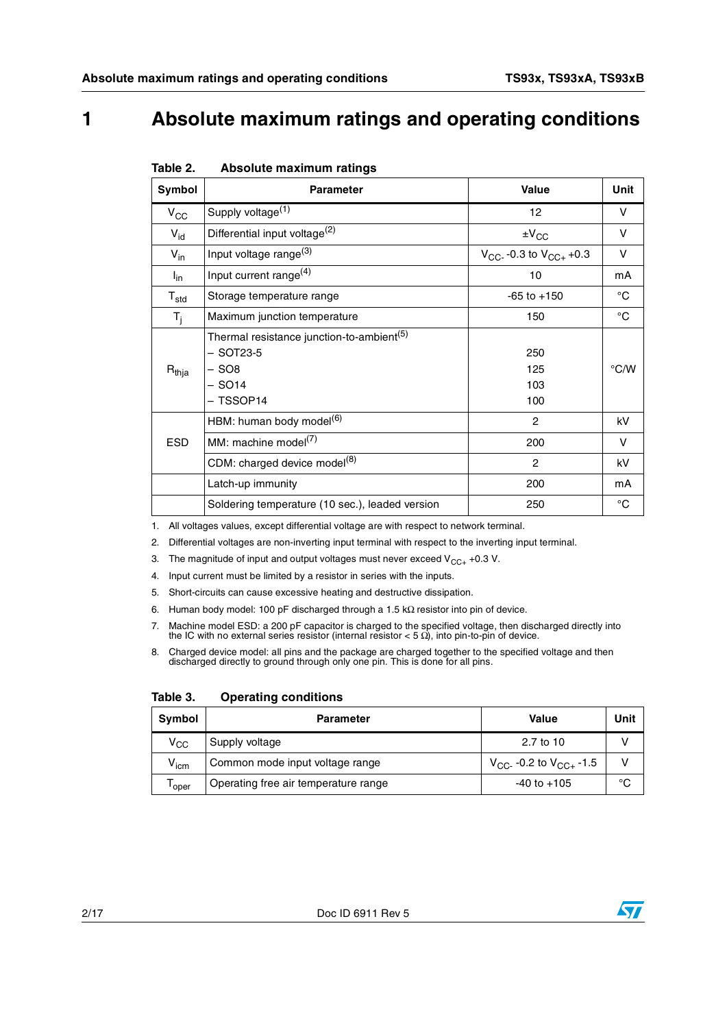# 1 Absolute maximum ratings and operating conditions

**Table 2. Absolute maximum ratings**

| Symbol | Parameter | Value | Unit |
|---|---|---|---|
| $V_{CC}$ | Supply voltage[1] | 12 | V |
| $V_{id}$ | Differential input voltage[2] | $\pm V_{CC}$ | V |
| $V_{in}$ | Input voltage range[3] | $V_{CC-}$ -0.3 to $V_{CC+}$ +0.3 | V |
| $I_{in}$ | Input current range[4] | 10 | mA |
| $T_{std}$ | Storage temperature range | -65 to +150 | °C |
| $T_j$ | Maximum junction temperature | 150 | °C |
| $R_{thja}$ | Thermal resistance junction-to-ambient[5]<br>– SOT23-5<br>– SO8<br>– SO14<br>– TSSOP14 | <br>250<br>125<br>103<br>100 | °C/W |
| ESD | HBM: human body model[6] | 2 | kV |
| | MM: machine model[7] | 200 | V |
| | CDM: charged device model[8] | 2 | kV |
| | Latch-up immunity | 200 | mA |
| | Soldering temperature (10 sec.), leaded version | 250 | °C |

1. All voltages values, except differential voltage are with respect to network terminal.
2. Differential voltages are non-inverting input terminal with respect to the inverting input terminal.
3. The magnitude of input and output voltages must never exceed $V_{CC+}$ +0.3 V.
4. Input current must be limited by a resistor in series with the inputs.
5. Short-circuits can cause excessive heating and destructive dissipation.
6. Human body model: 100 pF discharged through a 1.5 kΩ resistor into pin of device.
7. Machine model ESD: a 200 pF capacitor is charged to the specified voltage, then discharged directly into the IC with no external series resistor (internal resistor < 5 Ω), into pin-to-pin of device.
8. Charged device model: all pins and the package are charged together to the specified voltage and then discharged directly to ground through only one pin. This is done for all pins.

**Table 3. Operating conditions**

| Symbol | Parameter | Value | Unit |
|---|---|---|---|
| $V_{CC}$ | Supply voltage | 2.7 to 10 | V |
| $V_{icm}$ | Common mode input voltage range | $V_{CC-}$ -0.2 to $V_{CC+}$ -1.5 | V |
| $T_{oper}$ | Operating free air temperature range | -40 to +105 | °C |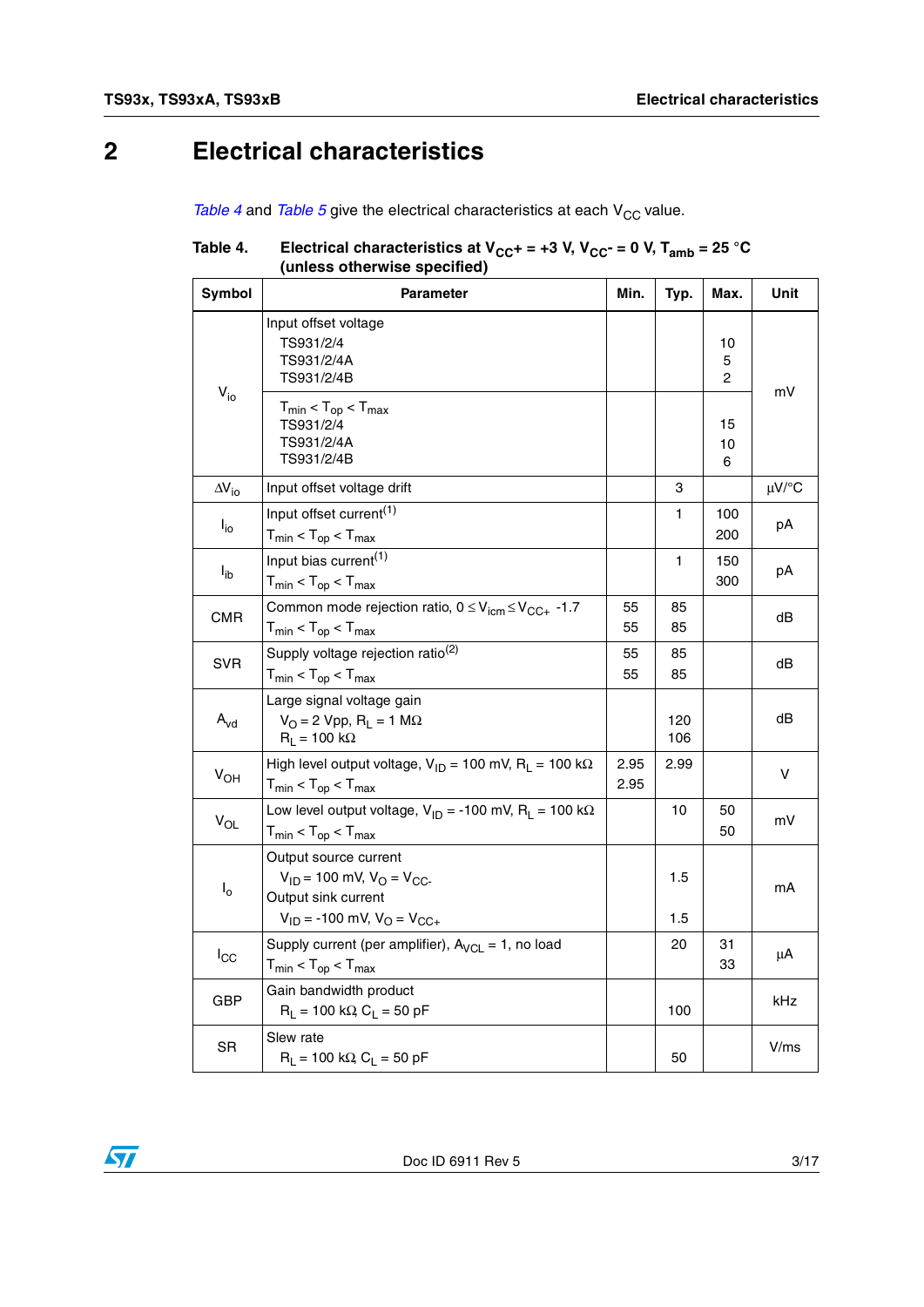# 2 Electrical characteristics

*Table 4* and *Table 5* give the electrical characteristics at each $V_{CC}$ value.

**Table 4. Electrical characteristics at $V_{CC}+ = +3$ V, $V_{CC}- = 0$ V, $T_{amb} = 25$ °C (unless otherwise specified)**

| Symbol | Parameter | Min. | Typ. | Max. | Unit |
|---|---|---|---|---|---|
| $V_{io}$ | Input offset voltage<br>TS931/2/4<br>TS931/2/4A<br>TS931/2/4B | | | <br>10<br>5<br>2 | mV |
| | $T_{min} < T_{op} < T_{max}$<br>TS931/2/4<br>TS931/2/4A<br>TS931/2/4B | | | <br>15<br>10<br>6 | |
| $\Delta V_{io}$ | Input offset voltage drift | | 3 | | µV/°C |
| $I_{io}$ | Input offset current[1]<br>$T_{min} < T_{op} < T_{max}$ | | 1 | 100<br>200 | pA |
| $I_{ib}$ | Input bias current[1]<br>$T_{min} < T_{op} < T_{max}$ | | 1 | 150<br>300 | pA |
| CMR | Common mode rejection ratio, $0 \leq V_{icm} \leq V_{CC+}$ -1.7<br>$T_{min} < T_{op} < T_{max}$ | 55<br>55 | 85<br>85 | | dB |
| SVR | Supply voltage rejection ratio[2]<br>$T_{min} < T_{op} < T_{max}$ | 55<br>55 | 85<br>85 | | dB |
| $A_{vd}$ | Large signal voltage gain<br>$V_O = 2$ Vpp, $R_L = 1$ MΩ<br>$R_L = 100$ kΩ | | <br>120<br>106 | | dB |
| $V_{OH}$ | High level output voltage, $V_{ID} = 100$ mV, $R_L = 100$ kΩ<br>$T_{min} < T_{op} < T_{max}$ | 2.95<br>2.95 | 2.99 | | V |
| $V_{OL}$ | Low level output voltage, $V_{ID} = -100$ mV, $R_L = 100$ kΩ<br>$T_{min} < T_{op} < T_{max}$ | | 10 | 50<br>50 | mV |
| $I_o$ | Output source current<br>$V_{ID} = 100$ mV, $V_O = V_{CC-}$<br>Output sink current<br>$V_{ID} = -100$ mV, $V_O = V_{CC+}$ | | <br>1.5<br><br>1.5 | | mA |
| $I_{CC}$ | Supply current (per amplifier), $A_{VCL} = 1$, no load<br>$T_{min} < T_{op} < T_{max}$ | | 20 | 31<br>33 | µA |
| GBP | Gain bandwidth product<br>$R_L = 100$ kΩ $C_L = 50$ pF | | 100 | | kHz |
| SR | Slew rate<br>$R_L = 100$ kΩ $C_L = 50$ pF | | 50 | | V/ms |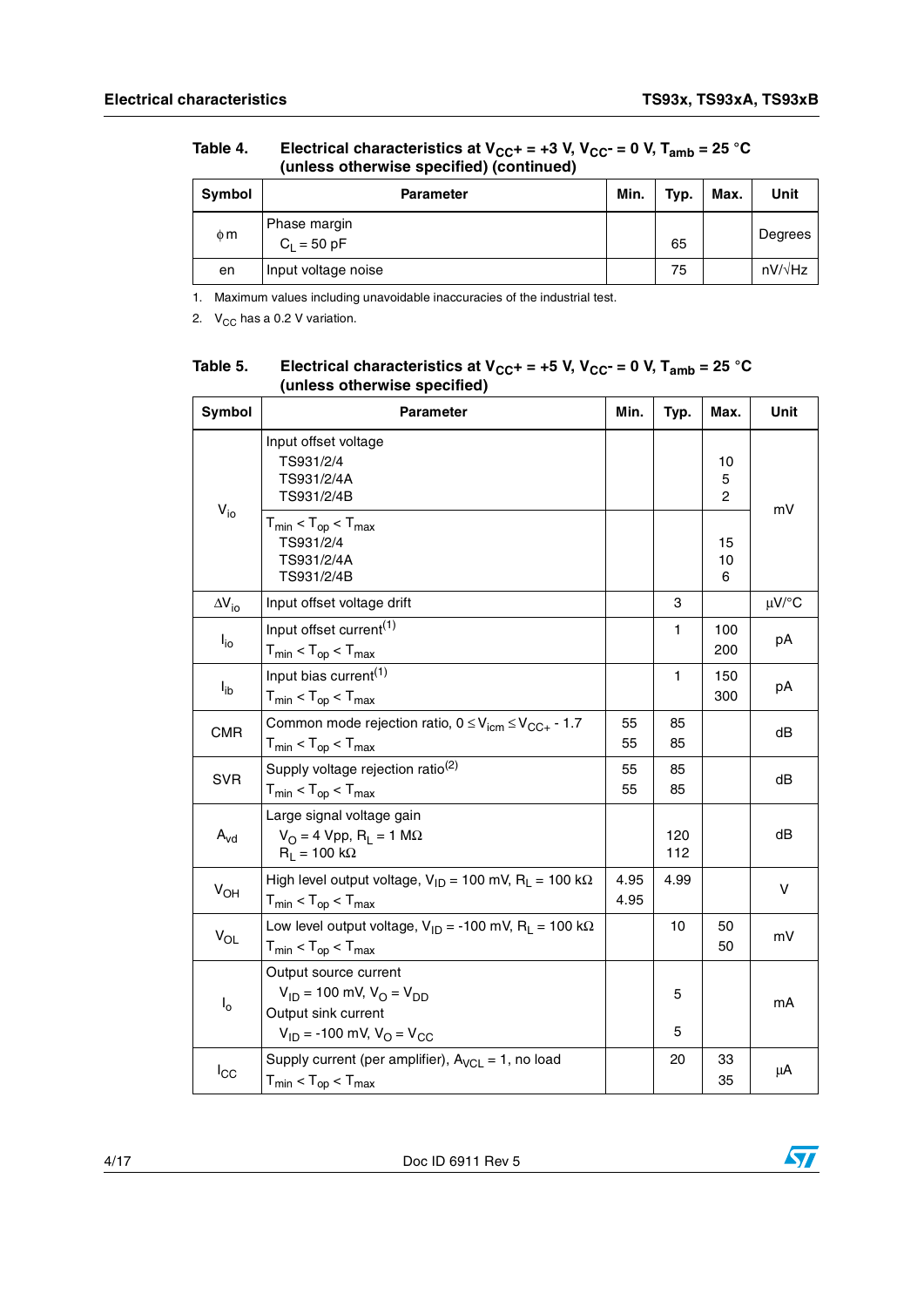Table 4. Electrical characteristics at $V_{CC}+ = +3$ V, $V_{CC}- = 0$ V, $T_{amb} = 25$ °C (unless otherwise specified) (continued)

| Symbol | Parameter | Min. | Typ. | Max. | Unit |
|---|---|---|---|---|---|
| $\phi m$ | Phase margin<br>$C_L = 50$ pF | | 65 | | Degrees |
| en | Input voltage noise | | 75 | | nV/√Hz |

1. Maximum values including unavoidable inaccuracies of the industrial test.
2. $V_{CC}$ has a 0.2 V variation.

Table 5. Electrical characteristics at $V_{CC}+ = +5$ V, $V_{CC}- = 0$ V, $T_{amb} = 25$ °C (unless otherwise specified)

| Symbol | Parameter | Min. | Typ. | Max. | Unit |
|---|---|---|---|---|---|
| $V_{io}$ | Input offset voltage<br>TS931/2/4<br>TS931/2/4A<br>TS931/2/4B | | | <br>10<br>5<br>2 | mV |
| | $T_{min} < T_{op} < T_{max}$<br>TS931/2/4<br>TS931/2/4A<br>TS931/2/4B | | | <br>15<br>10<br>6 | |
| $\Delta V_{io}$ | Input offset voltage drift | | 3 | | µV/°C |
| $I_{io}$ | Input offset current[1]<br>$T_{min} < T_{op} < T_{max}$ | | 1 | 100<br>200 | pA |
| $I_{ib}$ | Input bias current[1]<br>$T_{min} < T_{op} < T_{max}$ | | 1 | 150<br>300 | pA |
| CMR | Common mode rejection ratio, $0 \leq V_{icm} \leq V_{CC+} - 1.7$<br>$T_{min} < T_{op} < T_{max}$ | 55<br>55 | 85<br>85 | | dB |
| SVR | Supply voltage rejection ratio[2]<br>$T_{min} < T_{op} < T_{max}$ | 55<br>55 | 85<br>85 | | dB |
| $A_{vd}$ | Large signal voltage gain<br>$V_O = 4$ Vpp, $R_L = 1$ MΩ<br>$R_L = 100$ kΩ | | <br>120<br>112 | | dB |
| $V_{OH}$ | High level output voltage, $V_{ID} = 100$ mV, $R_L = 100$ kΩ<br>$T_{min} < T_{op} < T_{max}$ | 4.95<br>4.95 | 4.99 | | V |
| $V_{OL}$ | Low level output voltage, $V_{ID} = -100$ mV, $R_L = 100$ kΩ<br>$T_{min} < T_{op} < T_{max}$ | | 10 | 50<br>50 | mV |
| $I_o$ | Output source current<br>$V_{ID} = 100$ mV, $V_O = V_{DD}$<br>Output sink current<br>$V_{ID} = -100$ mV, $V_O = V_{CC}$ | | <br>5<br><br>5 | | mA |
| $I_{CC}$ | Supply current (per amplifier), $A_{VCL} = 1$, no load<br>$T_{min} < T_{op} < T_{max}$ | | 20 | 33<br>35 | µA |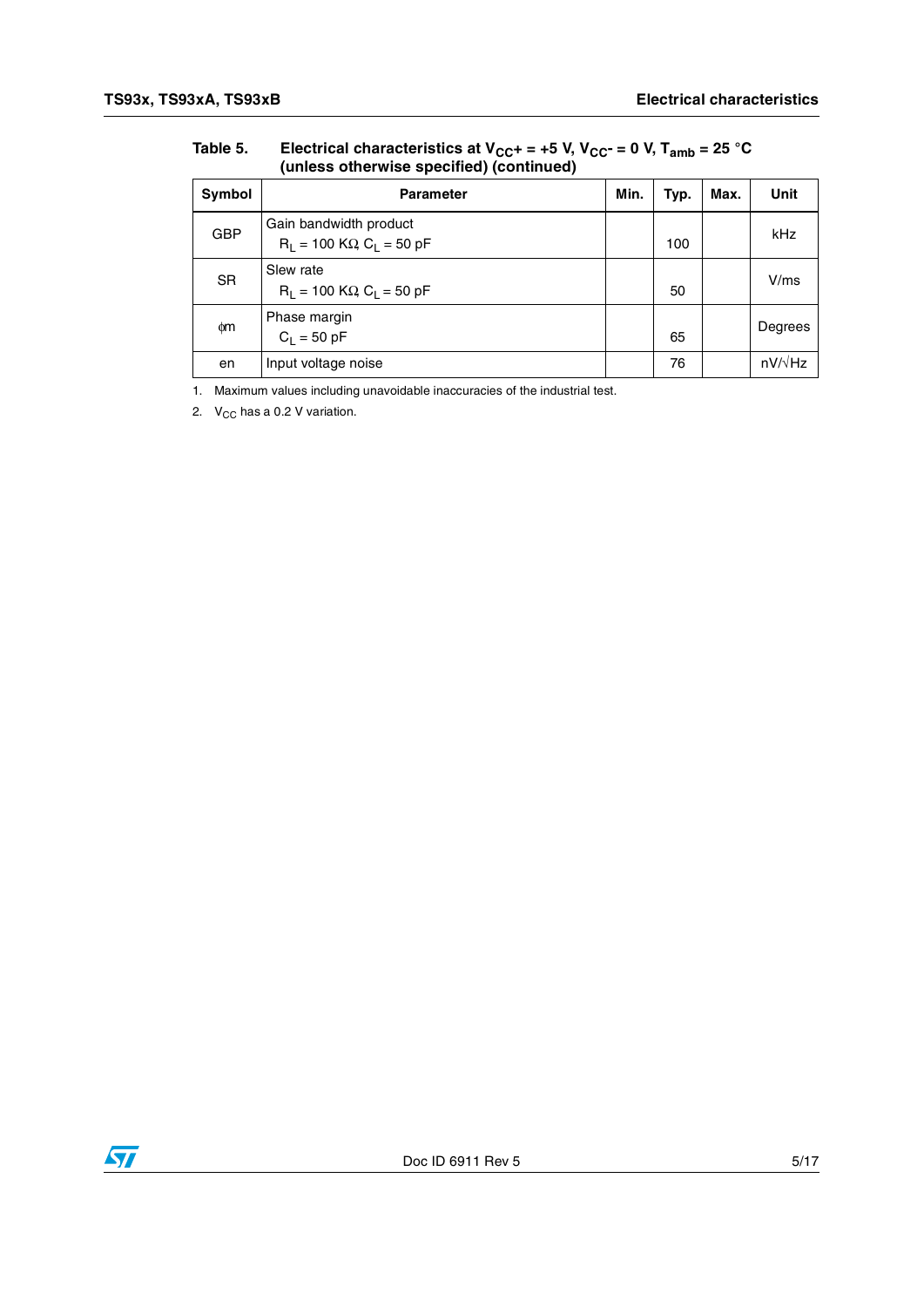Table 5. Electrical characteristics at $V_{CC}+ = +5$ V, $V_{CC}- = 0$ V, $T_{amb} = 25$ °C (unless otherwise specified) (continued)

| Symbol | Parameter | Min. | Typ. | Max. | Unit |
|---|---|---|---|---|---|
| GBP | Gain bandwidth product<br>$R_L = 100$ KΩ, $C_L = 50$ pF | | 100 | | kHz |
| SR | Slew rate<br>$R_L = 100$ KΩ, $C_L = 50$ pF | | 50 | | V/ms |
| ϕm | Phase margin<br>$C_L = 50$ pF | | 65 | | Degrees |
| en | Input voltage noise | | 76 | | nV/√Hz |

1. Maximum values including unavoidable inaccuracies of the industrial test.
2. $V_{CC}$ has a 0.2 V variation.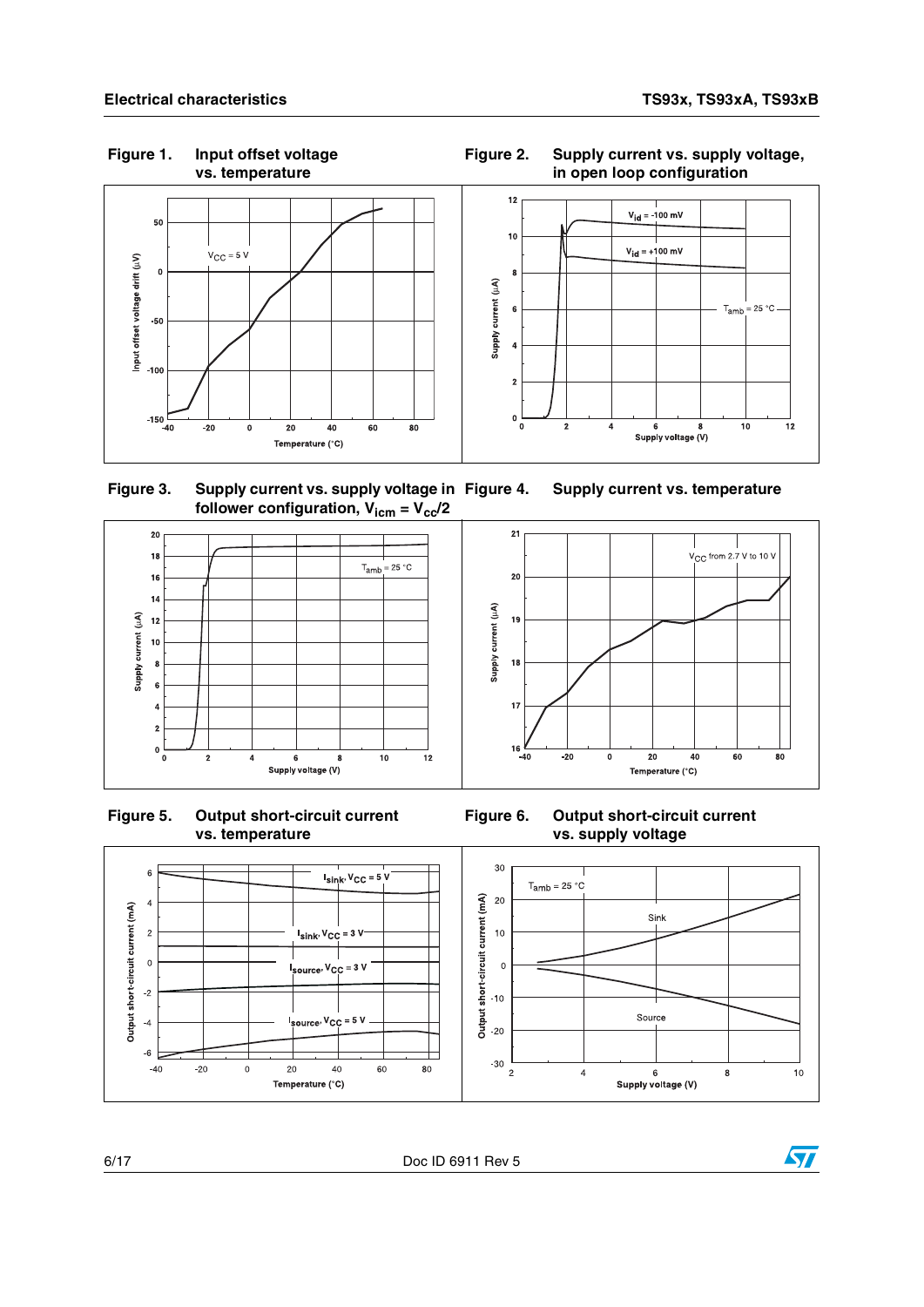Figure 1. Input offset voltage vs. temperature

Figure 2. Supply current vs. supply voltage, in open loop configuration

Figure 3. Supply current vs. supply voltage in follower configuration, $V_{icm} = V_{cc}/2$

Figure 4. Supply current vs. temperature

Figure 5. Output short-circuit current vs. temperature

Figure 6. Output short-circuit current vs. supply voltage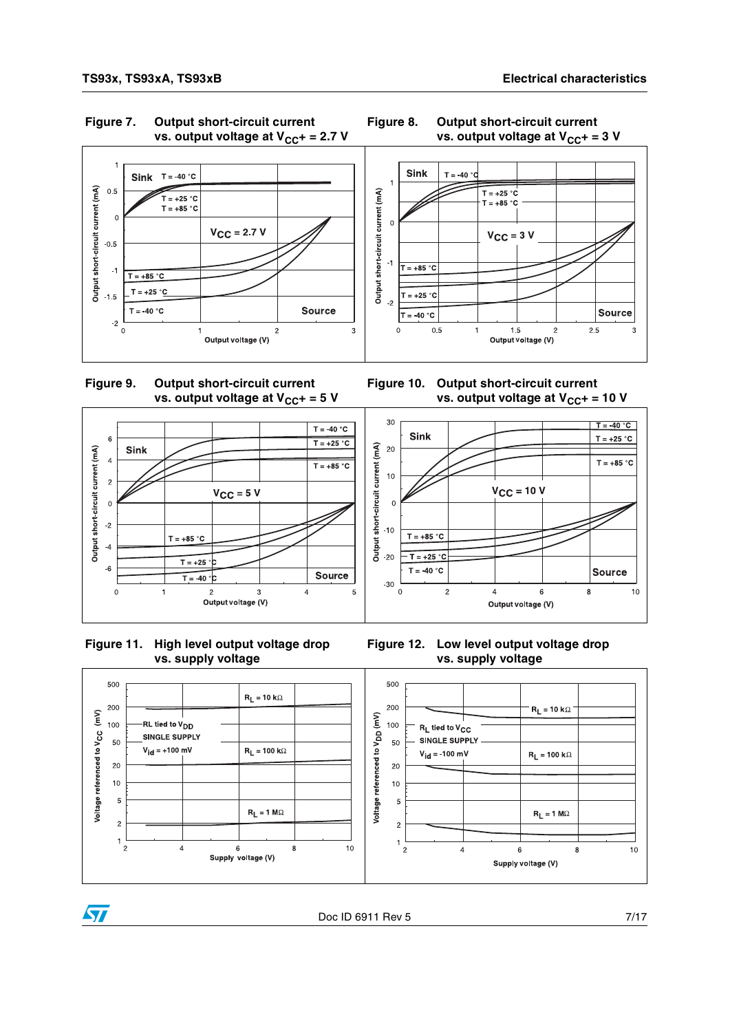**Figure 7. Output short-circuit current vs. output voltage at $V_{CC}$+ = 2.7 V**

**Figure 8. Output short-circuit current vs. output voltage at $V_{CC}$+ = 3 V**

**Figure 9. Output short-circuit current vs. output voltage at $V_{CC}$+ = 5 V**

**Figure 10. Output short-circuit current vs. output voltage at $V_{CC}$+ = 10 V**

**Figure 11. High level output voltage drop vs. supply voltage**

**Figure 12. Low level output voltage drop vs. supply voltage**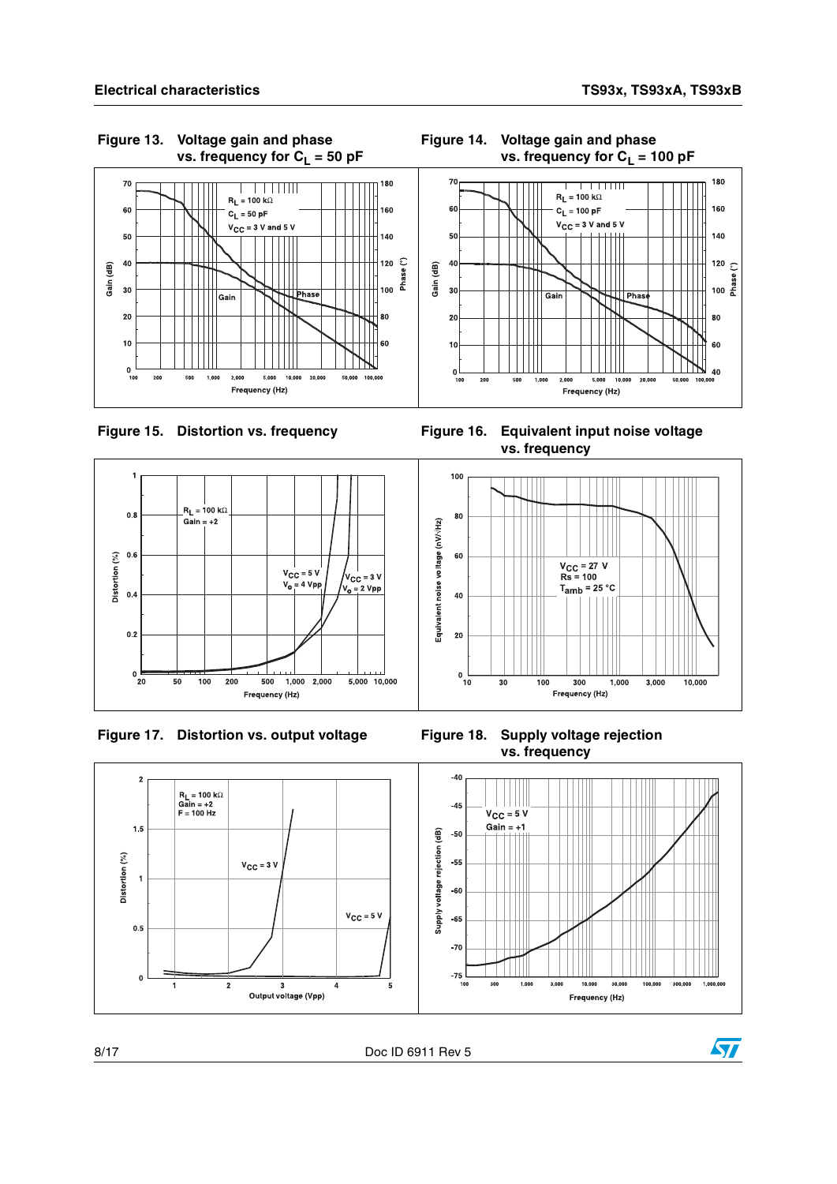Figure 13. Voltage gain and phase vs. frequency for $C_L$ = 50 pF

Figure 14. Voltage gain and phase vs. frequency for $C_L$ = 100 pF

Figure 15. Distortion vs. frequency

Figure 16. Equivalent input noise voltage vs. frequency

Figure 17. Distortion vs. output voltage

Figure 18. Supply voltage rejection vs. frequency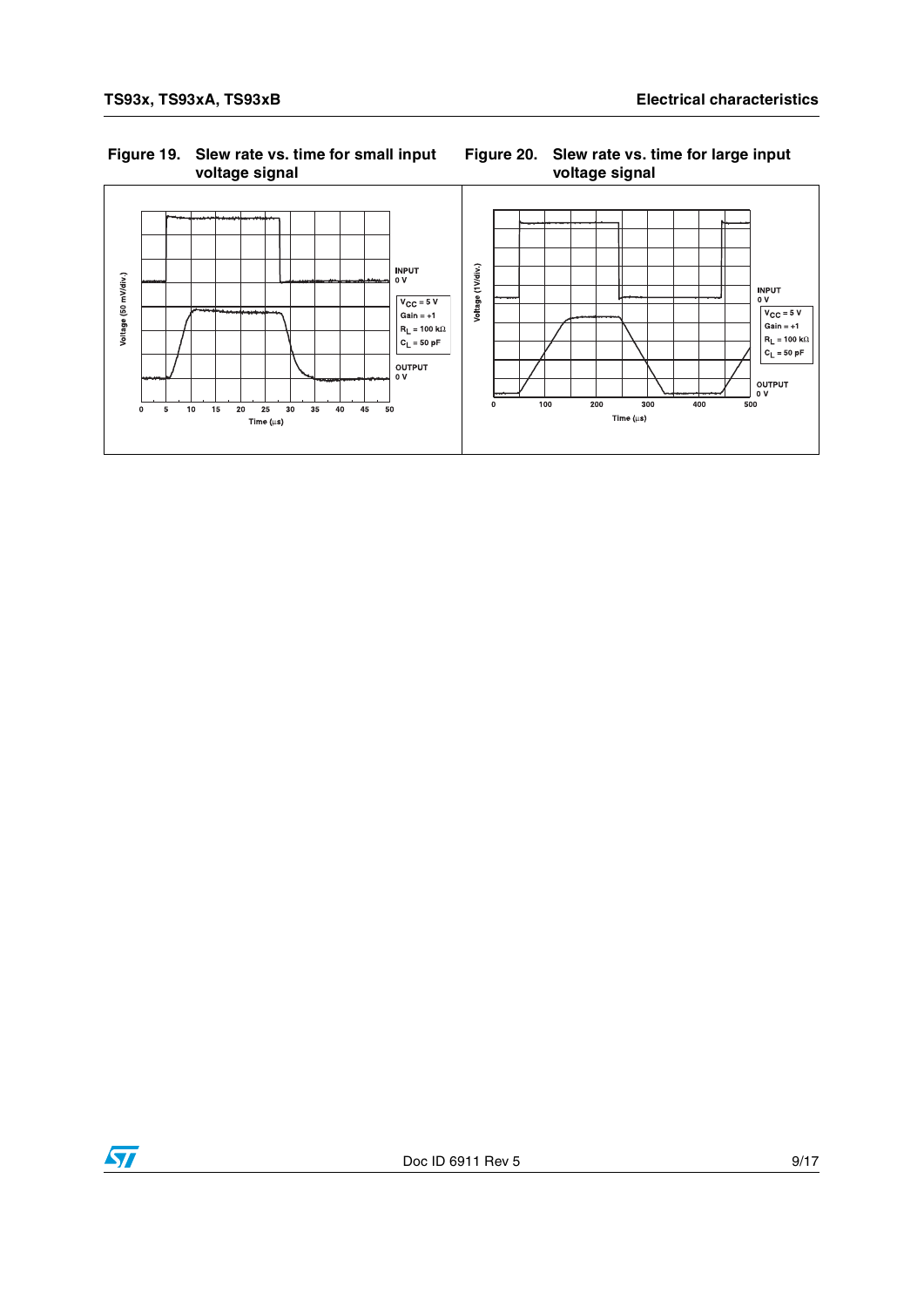**Figure 19. Slew rate vs. time for small input voltage signal**

**Figure 20. Slew rate vs. time for large input voltage signal**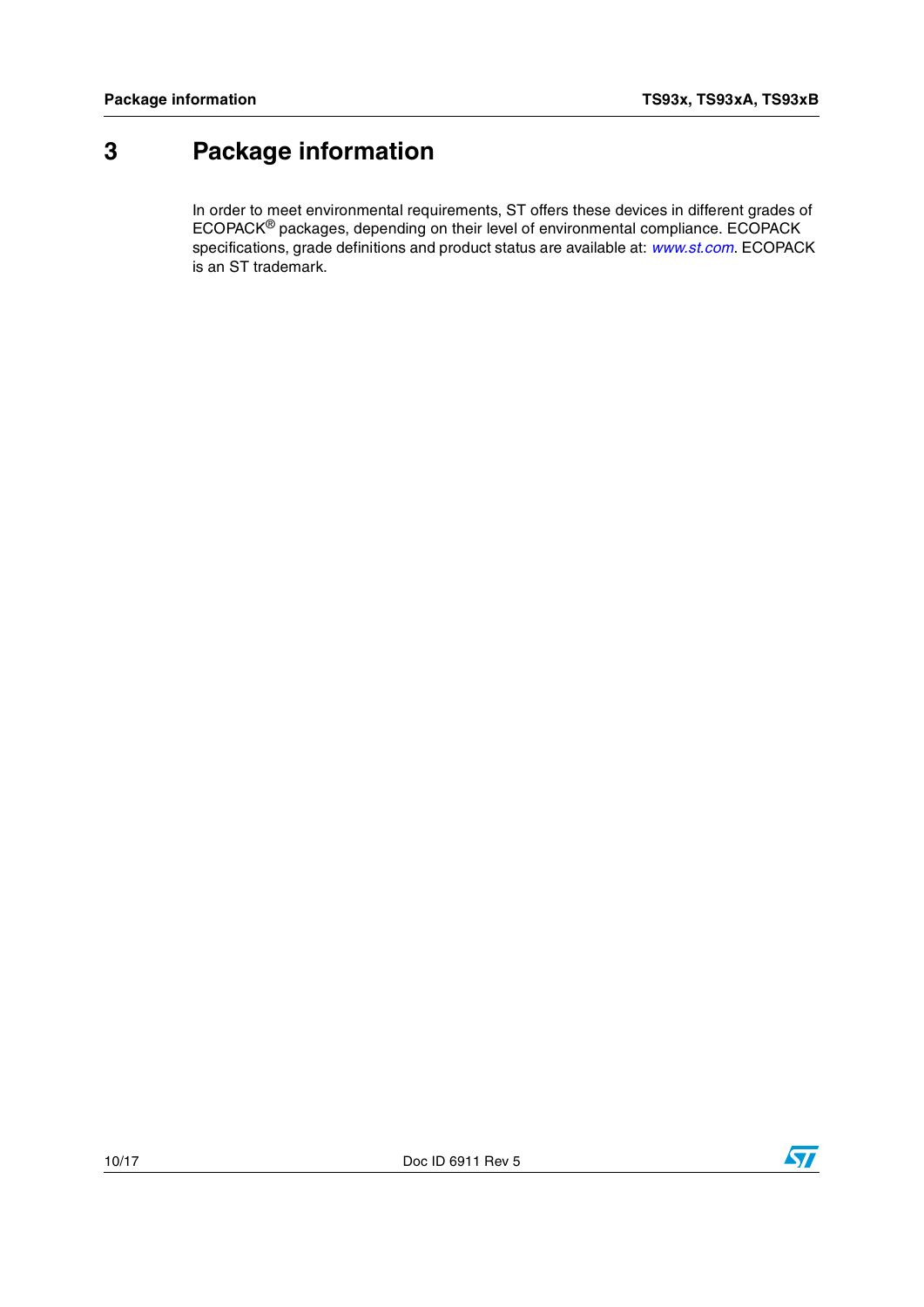# 3 Package information

In order to meet environmental requirements, ST offers these devices in different grades of ECOPACK® packages, depending on their level of environmental compliance. ECOPACK specifications, grade definitions and product status are available at: *www.st.com*. ECOPACK is an ST trademark.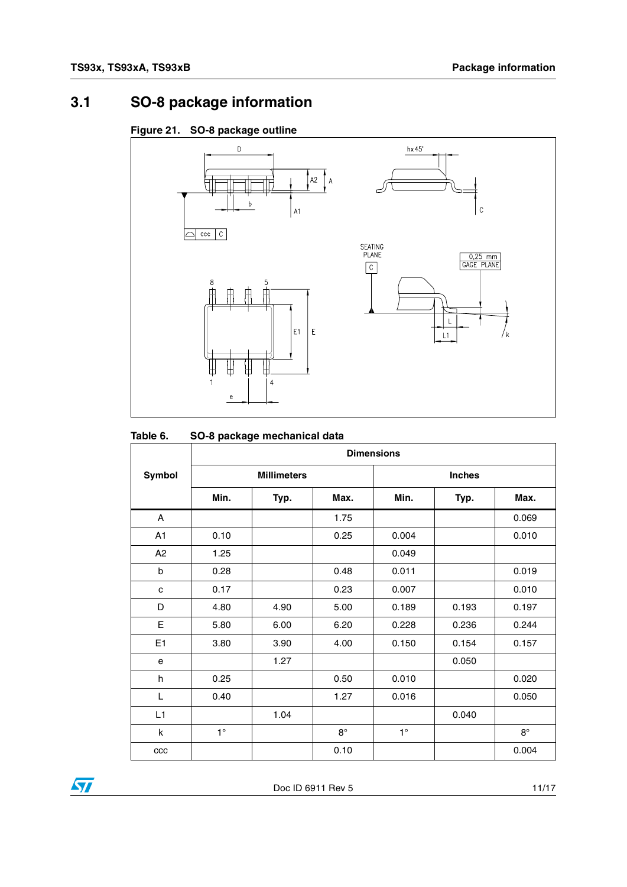## 3.1 SO-8 package information

**Figure 21. SO-8 package outline**

**Table 6. SO-8 package mechanical data**

| Symbol | Dimensions | | | | | |
|---|---|---|---|---|---|---|
| | Millimeters | | | Inches | | |
| | Min. | Typ. | Max. | Min. | Typ. | Max. |
| A | | | 1.75 | | | 0.069 |
| A1 | 0.10 | | 0.25 | 0.004 | | 0.010 |
| A2 | 1.25 | | | 0.049 | | |
| b | 0.28 | | 0.48 | 0.011 | | 0.019 |
| c | 0.17 | | 0.23 | 0.007 | | 0.010 |
| D | 4.80 | 4.90 | 5.00 | 0.189 | 0.193 | 0.197 |
| E | 5.80 | 6.00 | 6.20 | 0.228 | 0.236 | 0.244 |
| E1 | 3.80 | 3.90 | 4.00 | 0.150 | 0.154 | 0.157 |
| e | | 1.27 | | | 0.050 | |
| h | 0.25 | | 0.50 | 0.010 | | 0.020 |
| L | 0.40 | | 1.27 | 0.016 | | 0.050 |
| L1 | | 1.04 | | | 0.040 | |
| k | 1° | | 8° | 1° | | 8° |
| ccc | | | 0.10 | | | 0.004 |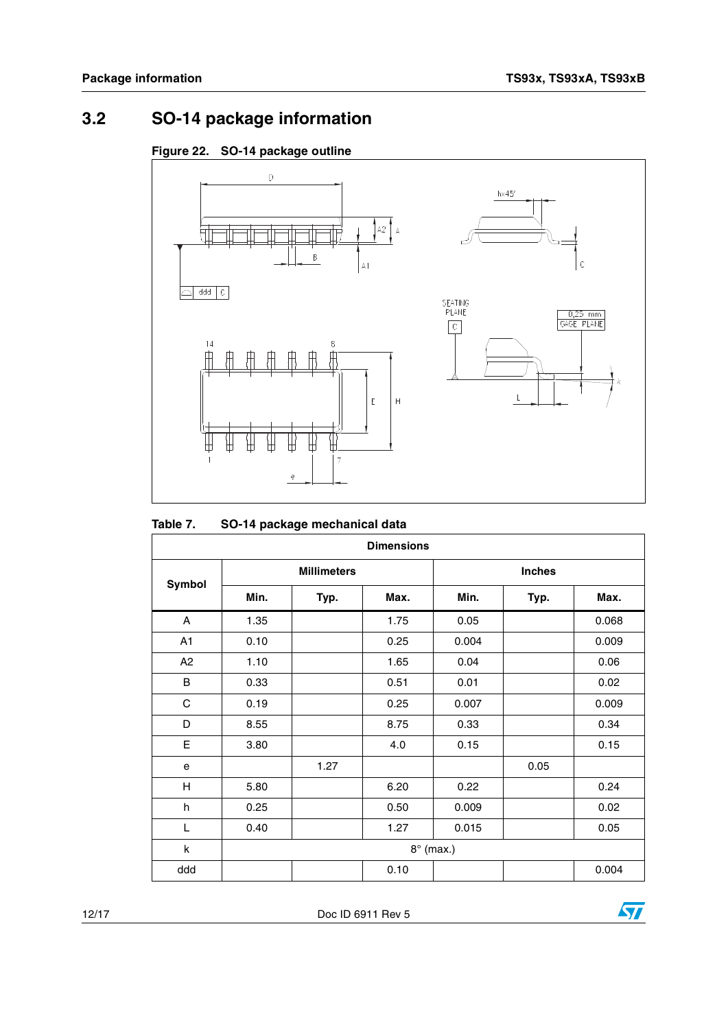## 3.2 SO-14 package information

Figure 22. SO-14 package outline

Table 7. SO-14 package mechanical data

| Dimensions | | | | | | |
|---|---|---|---|---|---|---|
| Symbol | Millimeters | | | Inches | | |
| | Min. | Typ. | Max. | Min. | Typ. | Max. |
| A | 1.35 | | 1.75 | 0.05 | | 0.068 |
| A1 | 0.10 | | 0.25 | 0.004 | | 0.009 |
| A2 | 1.10 | | 1.65 | 0.04 | | 0.06 |
| B | 0.33 | | 0.51 | 0.01 | | 0.02 |
| C | 0.19 | | 0.25 | 0.007 | | 0.009 |
| D | 8.55 | | 8.75 | 0.33 | | 0.34 |
| E | 3.80 | | 4.0 | 0.15 | | 0.15 |
| e | | 1.27 | | | 0.05 | |
| H | 5.80 | | 6.20 | 0.22 | | 0.24 |
| h | 0.25 | | 0.50 | 0.009 | | 0.02 |
| L | 0.40 | | 1.27 | 0.015 | | 0.05 |
| k | 8° (max.) | | | | | |
| ddd | | | 0.10 | | | 0.004 |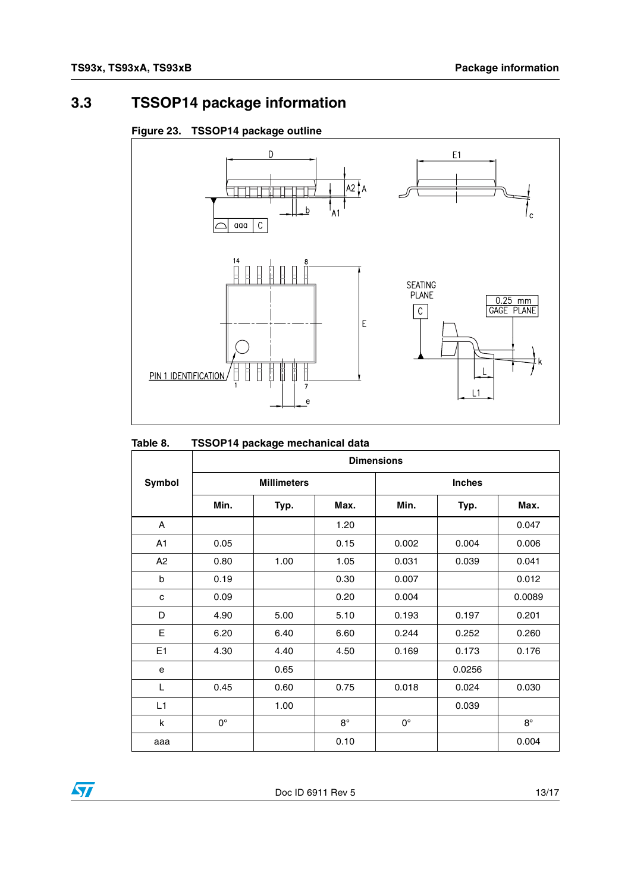## 3.3 TSSOP14 package information

**Figure 23. TSSOP14 package outline**

**Table 8. TSSOP14 package mechanical data**

| Symbol | Dimensions | | | | | |
|---|---|---|---|---|---|---|
| | Millimeters | | | Inches | | |
| | Min. | Typ. | Max. | Min. | Typ. | Max. |
| A | | | 1.20 | | | 0.047 |
| A1 | 0.05 | | 0.15 | 0.002 | 0.004 | 0.006 |
| A2 | 0.80 | 1.00 | 1.05 | 0.031 | 0.039 | 0.041 |
| b | 0.19 | | 0.30 | 0.007 | | 0.012 |
| c | 0.09 | | 0.20 | 0.004 | | 0.0089 |
| D | 4.90 | 5.00 | 5.10 | 0.193 | 0.197 | 0.201 |
| E | 6.20 | 6.40 | 6.60 | 0.244 | 0.252 | 0.260 |
| E1 | 4.30 | 4.40 | 4.50 | 0.169 | 0.173 | 0.176 |
| e | | 0.65 | | | 0.0256 | |
| L | 0.45 | 0.60 | 0.75 | 0.018 | 0.024 | 0.030 |
| L1 | | 1.00 | | | 0.039 | |
| k | 0° | | 8° | 0° | | 8° |
| aaa | | | 0.10 | | | 0.004 |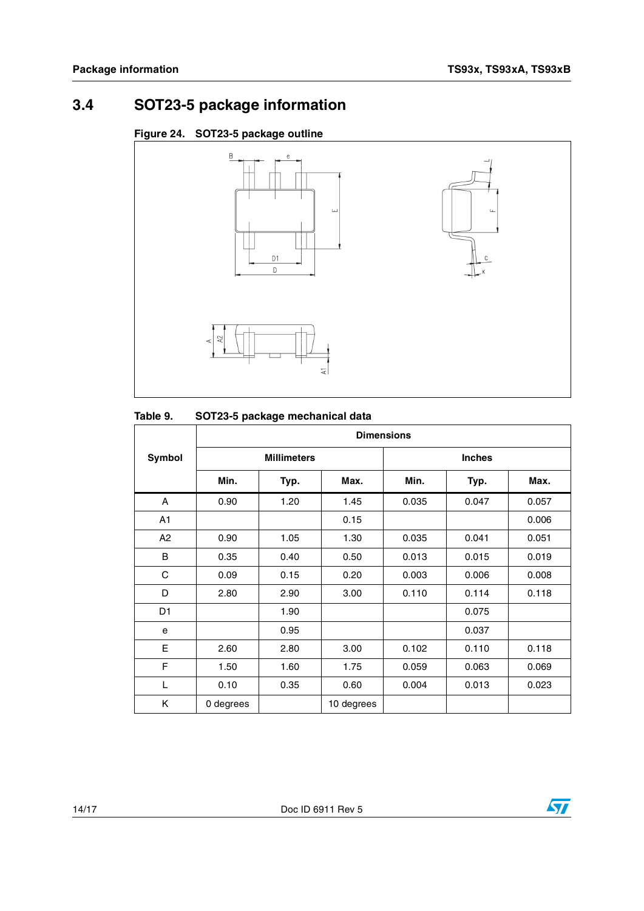## 3.4 SOT23-5 package information

Figure 24. SOT23-5 package outline

Table 9. SOT23-5 package mechanical data

| Symbol | Dimensions | | | | | |
|---|---|---|---|---|---|---|
| | Millimeters | | | Inches | | |
| | Min. | Typ. | Max. | Min. | Typ. | Max. |
| A | 0.90 | 1.20 | 1.45 | 0.035 | 0.047 | 0.057 |
| A1 | | | 0.15 | | | 0.006 |
| A2 | 0.90 | 1.05 | 1.30 | 0.035 | 0.041 | 0.051 |
| B | 0.35 | 0.40 | 0.50 | 0.013 | 0.015 | 0.019 |
| C | 0.09 | 0.15 | 0.20 | 0.003 | 0.006 | 0.008 |
| D | 2.80 | 2.90 | 3.00 | 0.110 | 0.114 | 0.118 |
| D1 | | 1.90 | | | 0.075 | |
| e | | 0.95 | | | 0.037 | |
| E | 2.60 | 2.80 | 3.00 | 0.102 | 0.110 | 0.118 |
| F | 1.50 | 1.60 | 1.75 | 0.059 | 0.063 | 0.069 |
| L | 0.10 | 0.35 | 0.60 | 0.004 | 0.013 | 0.023 |
| K | 0 degrees | | 10 degrees | | | |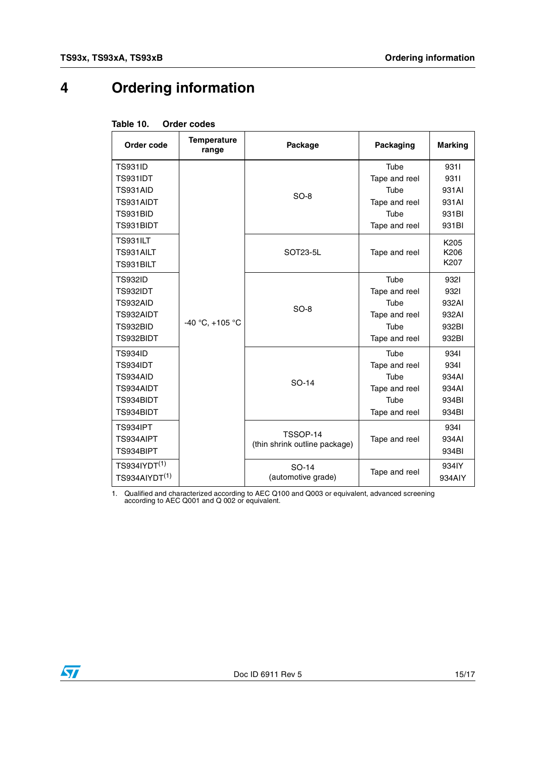# 4 Ordering information

**Table 10. Order codes**

| Order code | Temperature range | Package | Packaging | Marking |
|---|---|---|---|---|
| TS931ID | -40 °C, +105 °C | SO-8 | Tube | 931I |
| TS931IDT | | | Tape and reel | 931I |
| TS931AID | | | Tube | 931AI |
| TS931AIDT | | | Tape and reel | 931AI |
| TS931BID | | | Tube | 931BI |
| TS931BIDT | | | Tape and reel | 931BI |
| TS931ILT | | SOT23-5L | Tape and reel | K205 |
| TS931AILT | | | | K206 |
| TS931BILT | | | | K207 |
| TS932ID | | SO-8 | Tube | 932I |
| TS932IDT | | | Tape and reel | 932I |
| TS932AID | | | Tube | 932AI |
| TS932AIDT | | | Tape and reel | 932AI |
| TS932BID | | | Tube | 932BI |
| TS932BIDT | | | Tape and reel | 932BI |
| TS934ID | | SO-14 | Tube | 934I |
| TS934IDT | | | Tape and reel | 934I |
| TS934AID | | | Tube | 934AI |
| TS934AIDT | | | Tape and reel | 934AI |
| TS934BIDT | | | Tube | 934BI |
| TS934BIDT | | | Tape and reel | 934BI |
| TS934IPT | | TSSOP-14 (thin shrink outline package) | Tape and reel | 934I |
| TS934AIPT | | | | 934AI |
| TS934BIPT | | | | 934BI |
| TS934IYDT[(1)] | | SO-14 (automotive grade) | Tape and reel | 934IY |
| TS934AIYDT[(1)] | | | | 934AIY |

1. Qualified and characterized according to AEC Q100 and Q003 or equivalent, advanced screening according to AEC Q001 and Q 002 or equivalent.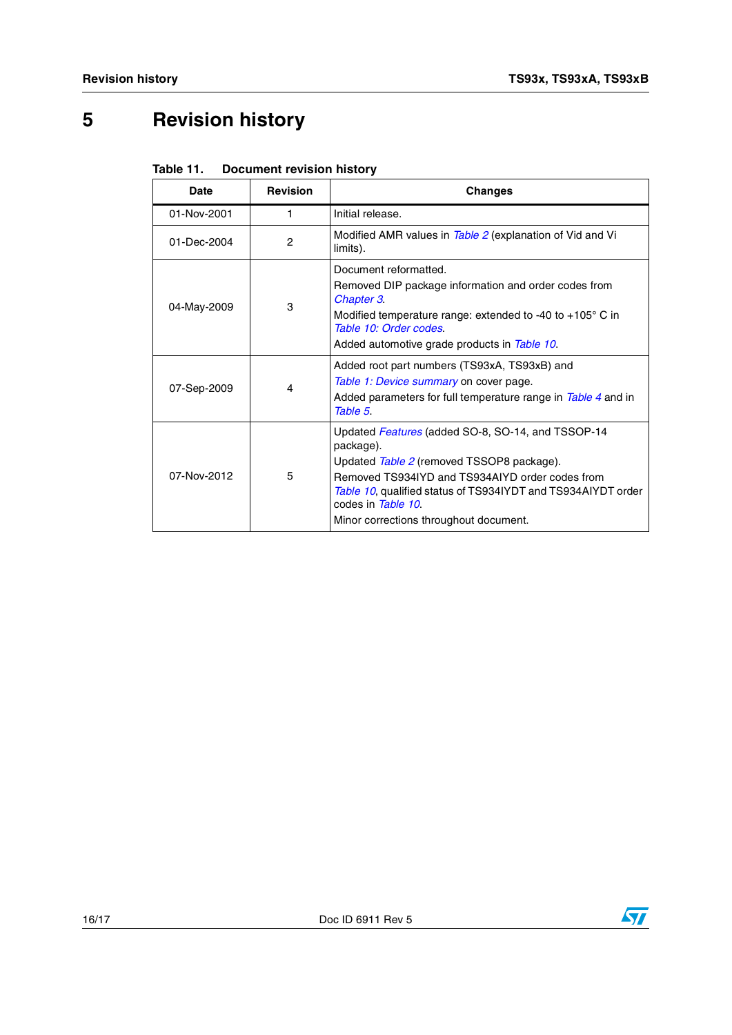# 5 Revision history

**Table 11. Document revision history**

| Date | Revision | Changes |
|---|---|---|
| 01-Nov-2001 | 1 | Initial release. |
| 01-Dec-2004 | 2 | Modified AMR values in Table 2 (explanation of Vid and Vi limits). |
| 04-May-2009 | 3 | Document reformatted.<br>Removed DIP package information and order codes from Chapter 3.<br>Modified temperature range: extended to -40 to +105° C in Table 10: Order codes.<br>Added automotive grade products in Table 10. |
| 07-Sep-2009 | 4 | Added root part numbers (TS93xA, TS93xB) and Table 1: Device summary on cover page.<br>Added parameters for full temperature range in Table 4 and in Table 5. |
| 07-Nov-2012 | 5 | Updated Features (added SO-8, SO-14, and TSSOP-14 package).<br>Updated Table 2 (removed TSSOP8 package).<br>Removed TS934IYD and TS934AIYD order codes from Table 10, qualified status of TS934IYDT and TS934AIYDT order codes in Table 10.<br>Minor corrections throughout document. |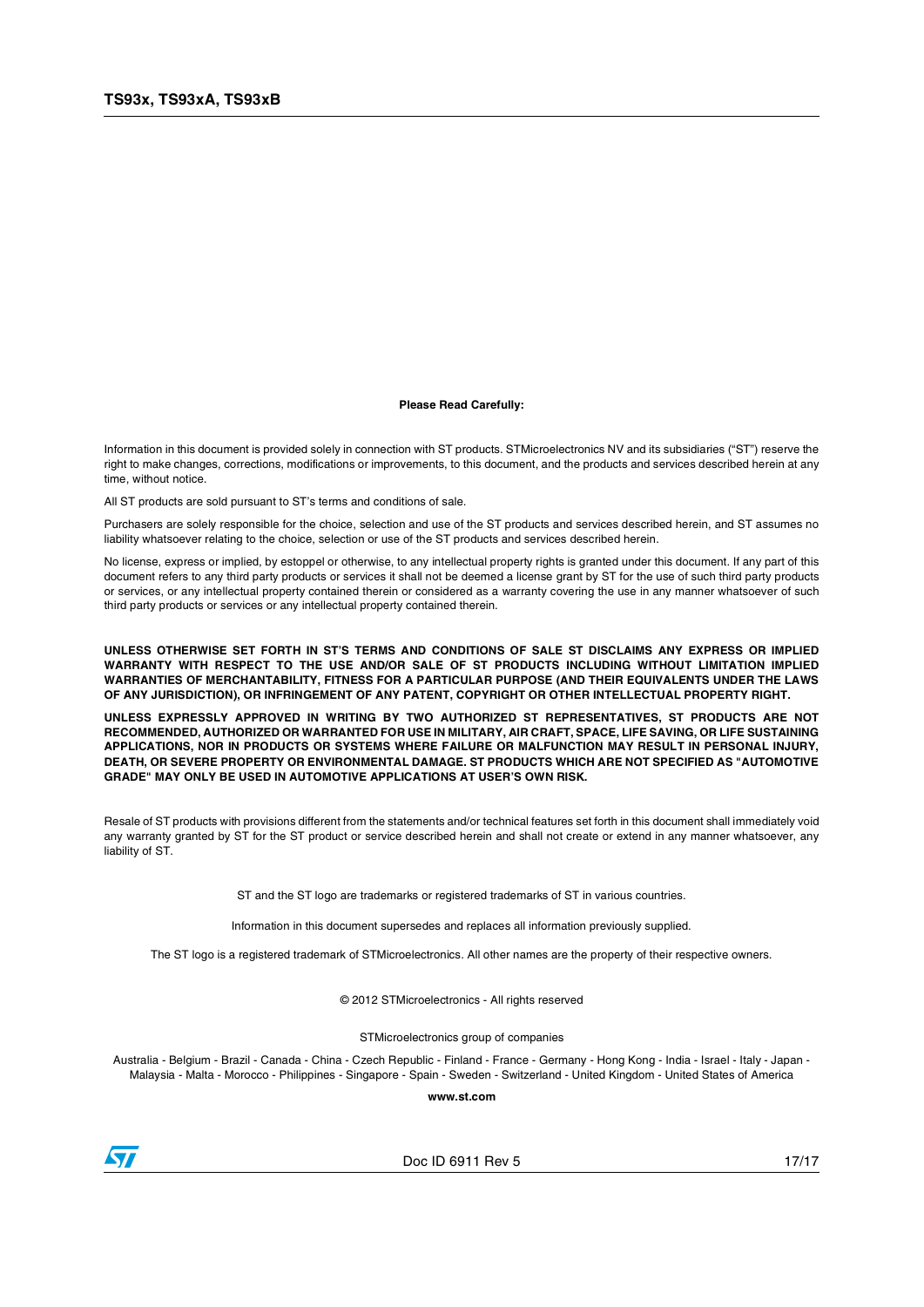**Please Read Carefully:**

Information in this document is provided solely in connection with ST products. STMicroelectronics NV and its subsidiaries (“ST”) reserve the right to make changes, corrections, modifications or improvements, to this document, and the products and services described herein at any time, without notice.

All ST products are sold pursuant to ST’s terms and conditions of sale.

Purchasers are solely responsible for the choice, selection and use of the ST products and services described herein, and ST assumes no liability whatsoever relating to the choice, selection or use of the ST products and services described herein.

No license, express or implied, by estoppel or otherwise, to any intellectual property rights is granted under this document. If any part of this document refers to any third party products or services it shall not be deemed a license grant by ST for the use of such third party products or services, or any intellectual property contained therein or considered as a warranty covering the use in any manner whatsoever of such third party products or services or any intellectual property contained therein.

**UNLESS OTHERWISE SET FORTH IN ST’S TERMS AND CONDITIONS OF SALE ST DISCLAIMS ANY EXPRESS OR IMPLIED WARRANTY WITH RESPECT TO THE USE AND/OR SALE OF ST PRODUCTS INCLUDING WITHOUT LIMITATION IMPLIED WARRANTIES OF MERCHANTABILITY, FITNESS FOR A PARTICULAR PURPOSE (AND THEIR EQUIVALENTS UNDER THE LAWS OF ANY JURISDICTION), OR INFRINGEMENT OF ANY PATENT, COPYRIGHT OR OTHER INTELLECTUAL PROPERTY RIGHT.**

**UNLESS EXPRESSLY APPROVED IN WRITING BY TWO AUTHORIZED ST REPRESENTATIVES, ST PRODUCTS ARE NOT RECOMMENDED, AUTHORIZED OR WARRANTED FOR USE IN MILITARY, AIR CRAFT, SPACE, LIFE SAVING, OR LIFE SUSTAINING APPLICATIONS, NOR IN PRODUCTS OR SYSTEMS WHERE FAILURE OR MALFUNCTION MAY RESULT IN PERSONAL INJURY, DEATH, OR SEVERE PROPERTY OR ENVIRONMENTAL DAMAGE. ST PRODUCTS WHICH ARE NOT SPECIFIED AS "AUTOMOTIVE GRADE" MAY ONLY BE USED IN AUTOMOTIVE APPLICATIONS AT USER’S OWN RISK.**

Resale of ST products with provisions different from the statements and/or technical features set forth in this document shall immediately void any warranty granted by ST for the ST product or service described herein and shall not create or extend in any manner whatsoever, any liability of ST.

ST and the ST logo are trademarks or registered trademarks of ST in various countries.

Information in this document supersedes and replaces all information previously supplied.

The ST logo is a registered trademark of STMicroelectronics. All other names are the property of their respective owners.

© 2012 STMicroelectronics - All rights reserved

STMicroelectronics group of companies

Australia - Belgium - Brazil - Canada - China - Czech Republic - Finland - France - Germany - Hong Kong - India - Israel - Italy - Japan - Malaysia - Malta - Morocco - Philippines - Singapore - Spain - Sweden - Switzerland - United Kingdom - United States of America

**www.st.com**